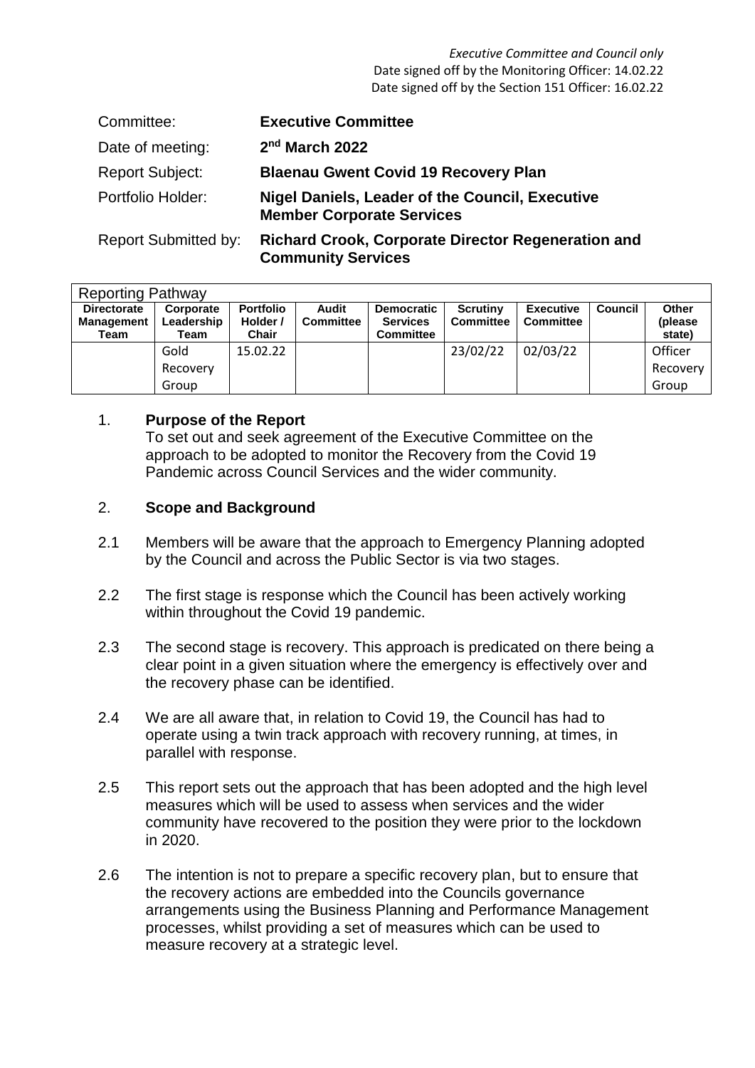*Executive Committee and Council only*
Date signed off by the Monitoring Officer: 14.02.22
Date signed off by the Section 151 Officer: 16.02.22

| | |
|---|---|
| Committee: | **Executive Committee** |
| Date of meeting: | **2nd March 2022** |
| Report Subject: | **Blaenau Gwent Covid 19 Recovery Plan** |
| Portfolio Holder: | **Nigel Daniels, Leader of the Council, Executive Member Corporate Services** |
| Report Submitted by: | **Richard Crook, Corporate Director Regeneration and Community Services** |

| Reporting Pathway | | | | | | | | |
|---|---|---|---|---|---|---|---|---|
| **Directorate Management Team** | **Corporate Leadership Team** | **Portfolio Holder / Chair** | **Audit Committee** | **Democratic Services Committee** | **Scrutiny Committee** | **Executive Committee** | **Council** | **Other (please state)** |
| | Gold Recovery Group | 15.02.22 | | | 23/02/22 | 02/03/22 | | Officer Recovery Group |

## 1. Purpose of the Report

To set out and seek agreement of the Executive Committee on the approach to be adopted to monitor the Recovery from the Covid 19 Pandemic across Council Services and the wider community.

## 2. Scope and Background

2.1 Members will be aware that the approach to Emergency Planning adopted by the Council and across the Public Sector is via two stages.

2.2 The first stage is response which the Council has been actively working within throughout the Covid 19 pandemic.

2.3 The second stage is recovery. This approach is predicated on there being a clear point in a given situation where the emergency is effectively over and the recovery phase can be identified.

2.4 We are all aware that, in relation to Covid 19, the Council has had to operate using a twin track approach with recovery running, at times, in parallel with response.

2.5 This report sets out the approach that has been adopted and the high level measures which will be used to assess when services and the wider community have recovered to the position they were prior to the lockdown in 2020.

2.6 The intention is not to prepare a specific recovery plan, but to ensure that the recovery actions are embedded into the Councils governance arrangements using the Business Planning and Performance Management processes, whilst providing a set of measures which can be used to measure recovery at a strategic level.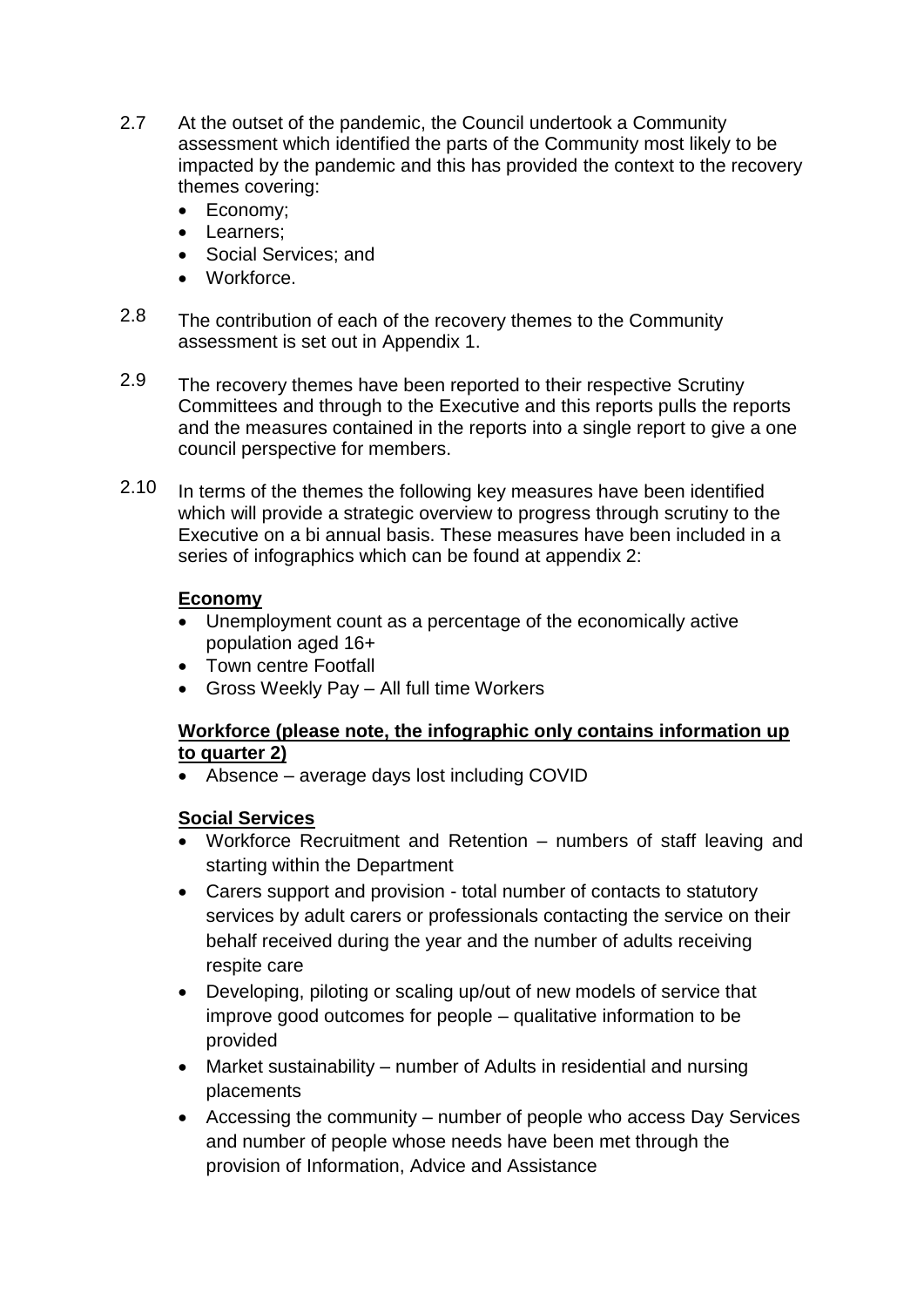2.7 At the outset of the pandemic, the Council undertook a Community assessment which identified the parts of the Community most likely to be impacted by the pandemic and this has provided the context to the recovery themes covering:

- Economy;
- Learners;
- Social Services; and
- Workforce.

2.8 The contribution of each of the recovery themes to the Community assessment is set out in Appendix 1.

2.9 The recovery themes have been reported to their respective Scrutiny Committees and through to the Executive and this reports pulls the reports and the measures contained in the reports into a single report to give a one council perspective for members.

2.10 In terms of the themes the following key measures have been identified which will provide a strategic overview to progress through scrutiny to the Executive on a bi annual basis. These measures have been included in a series of infographics which can be found at appendix 2:

**Economy**

- Unemployment count as a percentage of the economically active population aged 16+
- Town centre Footfall
- Gross Weekly Pay – All full time Workers

**Workforce (please note, the infographic only contains information up to quarter 2)**

- Absence – average days lost including COVID

**Social Services**

- Workforce Recruitment and Retention – numbers of staff leaving and starting within the Department
- Carers support and provision - total number of contacts to statutory services by adult carers or professionals contacting the service on their behalf received during the year and the number of adults receiving respite care
- Developing, piloting or scaling up/out of new models of service that improve good outcomes for people – qualitative information to be provided
- Market sustainability – number of Adults in residential and nursing placements
- Accessing the community – number of people who access Day Services and number of people whose needs have been met through the provision of Information, Advice and Assistance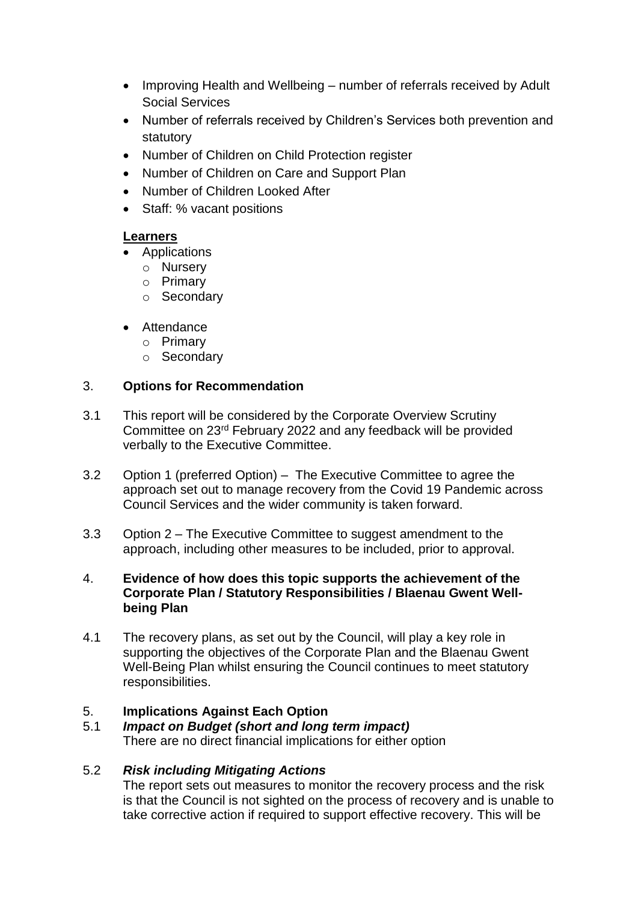- Improving Health and Wellbeing – number of referrals received by Adult Social Services
- Number of referrals received by Children's Services both prevention and statutory
- Number of Children on Child Protection register
- Number of Children on Care and Support Plan
- Number of Children Looked After
- Staff: % vacant positions

**Learners**

- Applications
  - Nursery
  - Primary
  - Secondary

- Attendance
  - Primary
  - Secondary

## 3. **Options for Recommendation**

3.1 This report will be considered by the Corporate Overview Scrutiny Committee on 23rd February 2022 and any feedback will be provided verbally to the Executive Committee.

3.2 Option 1 (preferred Option) – The Executive Committee to agree the approach set out to manage recovery from the Covid 19 Pandemic across Council Services and the wider community is taken forward.

3.3 Option 2 – The Executive Committee to suggest amendment to the approach, including other measures to be included, prior to approval.

## 4. **Evidence of how does this topic supports the achievement of the Corporate Plan / Statutory Responsibilities / Blaenau Gwent Well-being Plan**

4.1 The recovery plans, as set out by the Council, will play a key role in supporting the objectives of the Corporate Plan and the Blaenau Gwent Well-Being Plan whilst ensuring the Council continues to meet statutory responsibilities.

## 5. **Implications Against Each Option**

5.1 ***Impact on Budget (short and long term impact)***
There are no direct financial implications for either option

5.2 ***Risk including Mitigating Actions***
The report sets out measures to monitor the recovery process and the risk is that the Council is not sighted on the process of recovery and is unable to take corrective action if required to support effective recovery. This will be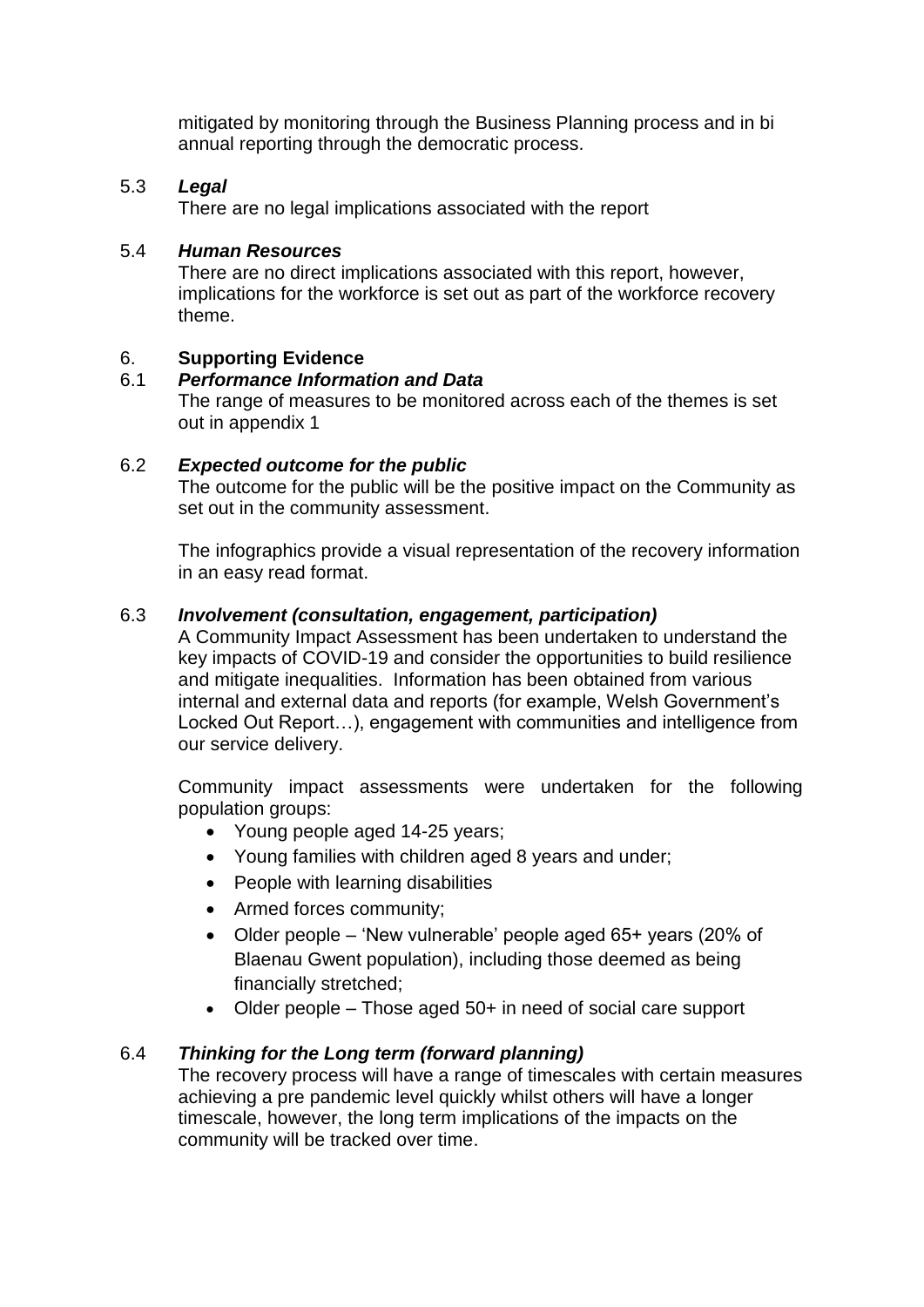mitigated by monitoring through the Business Planning process and in bi annual reporting through the democratic process.

5.3 ***Legal***

There are no legal implications associated with the report

5.4 ***Human Resources***

There are no direct implications associated with this report, however, implications for the workforce is set out as part of the workforce recovery theme.

## 6. Supporting Evidence

6.1 ***Performance Information and Data***

The range of measures to be monitored across each of the themes is set out in appendix 1

6.2 ***Expected outcome for the public***

The outcome for the public will be the positive impact on the Community as set out in the community assessment.

The infographics provide a visual representation of the recovery information in an easy read format.

6.3 ***Involvement (consultation, engagement, participation)***

A Community Impact Assessment has been undertaken to understand the key impacts of COVID-19 and consider the opportunities to build resilience and mitigate inequalities. Information has been obtained from various internal and external data and reports (for example, Welsh Government's Locked Out Report…), engagement with communities and intelligence from our service delivery.

Community impact assessments were undertaken for the following population groups:

- Young people aged 14-25 years;
- Young families with children aged 8 years and under;
- People with learning disabilities
- Armed forces community;
- Older people – 'New vulnerable' people aged 65+ years (20% of Blaenau Gwent population), including those deemed as being financially stretched;
- Older people – Those aged 50+ in need of social care support

6.4 ***Thinking for the Long term (forward planning)***

The recovery process will have a range of timescales with certain measures achieving a pre pandemic level quickly whilst others will have a longer timescale, however, the long term implications of the impacts on the community will be tracked over time.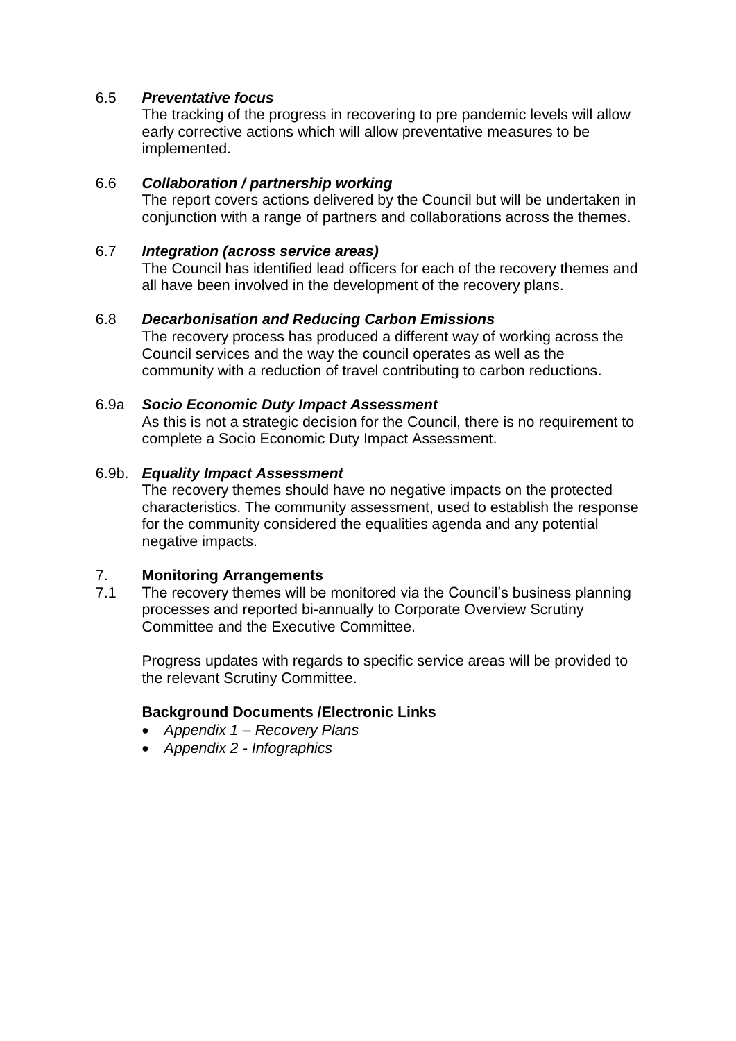6.5 ***Preventative focus***

The tracking of the progress in recovering to pre pandemic levels will allow early corrective actions which will allow preventative measures to be implemented.

6.6 ***Collaboration / partnership working***

The report covers actions delivered by the Council but will be undertaken in conjunction with a range of partners and collaborations across the themes.

6.7 ***Integration (across service areas)***

The Council has identified lead officers for each of the recovery themes and all have been involved in the development of the recovery plans.

6.8 ***Decarbonisation and Reducing Carbon Emissions***

The recovery process has produced a different way of working across the Council services and the way the council operates as well as the community with a reduction of travel contributing to carbon reductions.

6.9a ***Socio Economic Duty Impact Assessment***

As this is not a strategic decision for the Council, there is no requirement to complete a Socio Economic Duty Impact Assessment.

6.9b. ***Equality Impact Assessment***

The recovery themes should have no negative impacts on the protected characteristics. The community assessment, used to establish the response for the community considered the equalities agenda and any potential negative impacts.

## 7. Monitoring Arrangements

7.1 The recovery themes will be monitored via the Council's business planning processes and reported bi-annually to Corporate Overview Scrutiny Committee and the Executive Committee.

Progress updates with regards to specific service areas will be provided to the relevant Scrutiny Committee.

**Background Documents /Electronic Links**

- *Appendix 1 – Recovery Plans*
- *Appendix 2 - Infographics*